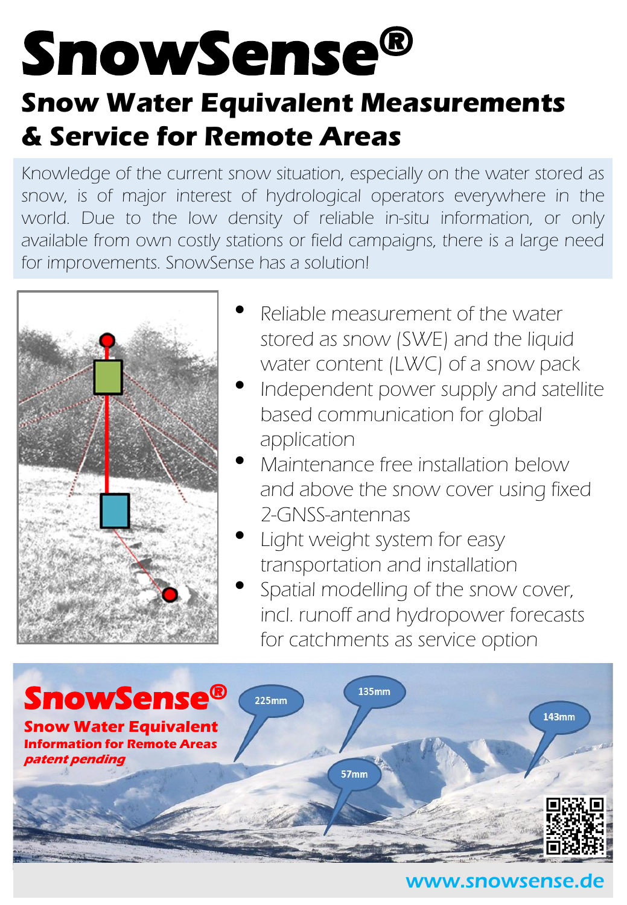# SnowSense®

## Snow Water Equivalent Measurements & Service for Remote Areas

Knowledge of the current snow situation, especially on the water stored as snow, is of major interest of hydrological operators everywhere in the world. Due to the low density of reliable in-situ information, or only available from own costly stations or field campaigns, there is a large need for improvements. SnowSense has a solution!

- Reliable measurement of the water stored as snow (SWE) and the liquid water content (LWC) of a snow pack
- Independent power supply and satellite based communication for global application
- Maintenance free installation below and above the snow cover using fixed 2-GNSS-antennas
- Light weight system for easy transportation and installation
- Spatial modelling of the snow cover, incl. runoff and hydropower forecasts for catchments as service option

**SnowSense®**

**Snow Water Equivalent**

**Information for Remote Areas**

***patent pending***

225mm

135mm

143mm

57mm

www.snowsense.de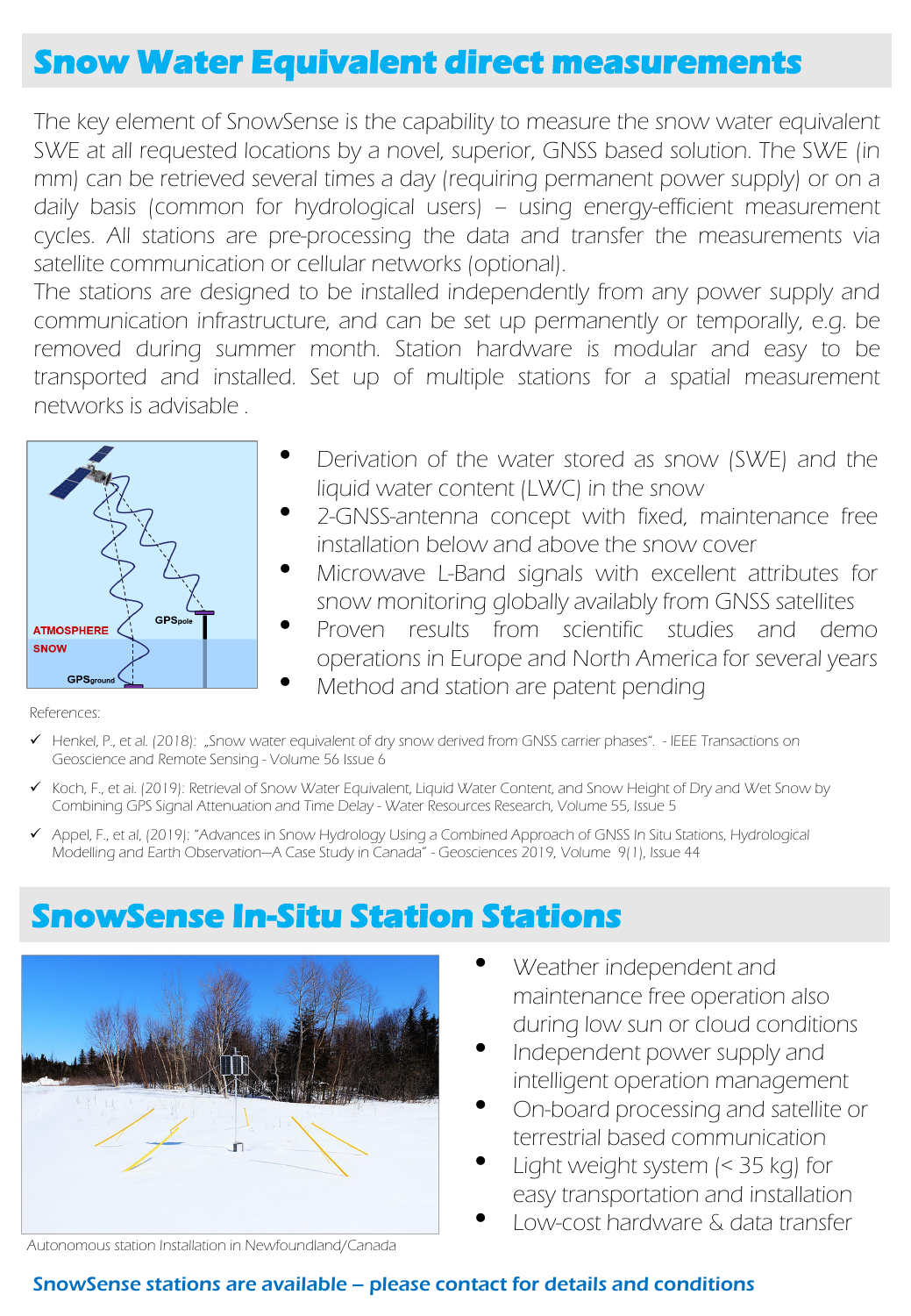## Snow Water Equivalent direct measurements

The key element of SnowSense is the capability to measure the snow water equivalent SWE at all requested locations by a novel, superior, GNSS based solution. The SWE (in mm) can be retrieved several times a day (requiring permanent power supply) or on a daily basis (common for hydrological users) – using energy-efficient measurement cycles. All stations are pre-processing the data and transfer the measurements via satellite communication or cellular networks (optional).

The stations are designed to be installed independently from any power supply and communication infrastructure, and can be set up permanently or temporally, e.g. be removed during summer month. Station hardware is modular and easy to be transported and installed. Set up of multiple stations for a spatial measurement networks is advisable .

- Derivation of the water stored as snow (SWE) and the liquid water content (LWC) in the snow
- 2-GNSS-antenna concept with fixed, maintenance free installation below and above the snow cover
- Microwave L-Band signals with excellent attributes for snow monitoring globally availably from GNSS satellites
- Proven results from scientific studies and demo operations in Europe and North America for several years
- Method and station are patent pending

References:

- ✓ Henkel, P., et al. (2018): „Snow water equivalent of dry snow derived from GNSS carrier phases". - IEEE Transactions on Geoscience and Remote Sensing - Volume 56 Issue 6
- ✓ Koch, F., et ai. (2019): Retrieval of Snow Water Equivalent, Liquid Water Content, and Snow Height of Dry and Wet Snow by Combining GPS Signal Attenuation and Time Delay - Water Resources Research, Volume 55, Issue 5
- ✓ Appel, F., et al, (2019): "Advances in Snow Hydrology Using a Combined Approach of GNSS In Situ Stations, Hydrological Modelling and Earth Observation—A Case Study in Canada" - Geosciences 2019, Volume 9(1), Issue 44

## SnowSense In-Situ Station Stations

- Weather independent and maintenance free operation also during low sun or cloud conditions
- Independent power supply and intelligent operation management
- On-board processing and satellite or terrestrial based communication
- Light weight system (< 35 kg) for easy transportation and installation
- Low-cost hardware & data transfer

Autonomous station Installation in Newfoundland/Canada

**SnowSense stations are available – please contact for details and conditions**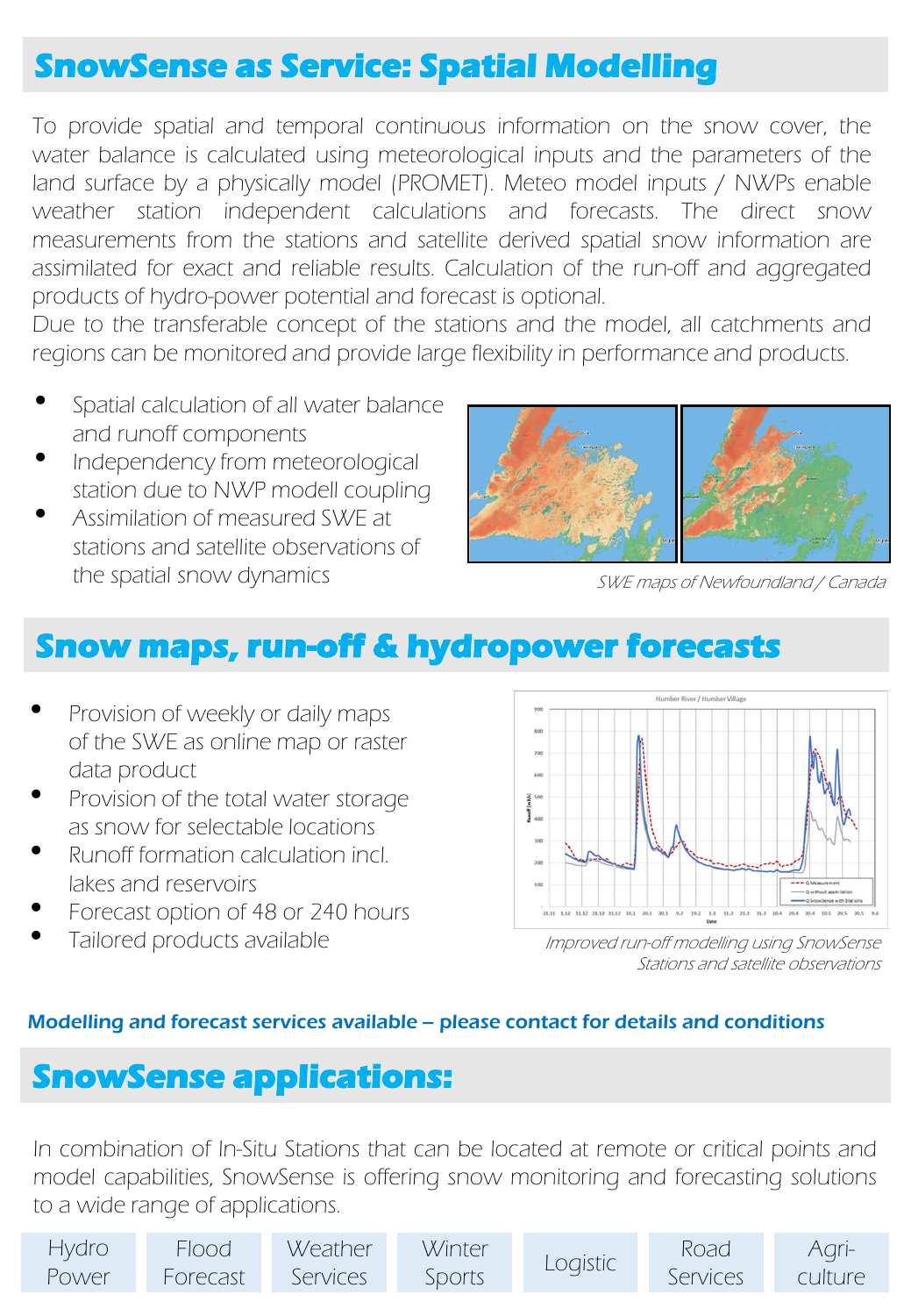## SnowSense as Service: Spatial Modelling

To provide spatial and temporal continuous information on the snow cover, the water balance is calculated using meteorological inputs and the parameters of the land surface by a physically model (PROMET). Meteo model inputs / NWPs enable weather station independent calculations and forecasts. The direct snow measurements from the stations and satellite derived spatial snow information are assimilated for exact and reliable results. Calculation of the run-off and aggregated products of hydro-power potential and forecast is optional.
Due to the transferable concept of the stations and the model, all catchments and regions can be monitored and provide large flexibility in performance and products.

- Spatial calculation of all water balance and runoff components
- Independency from meteorological station due to NWP modell coupling
- Assimilation of measured SWE at stations and satellite observations of the spatial snow dynamics

*SWE maps of Newfoundland / Canada*

## Snow maps, run-off & hydropower forecasts

- Provision of weekly or daily maps of the SWE as online map or raster data product
- Provision of the total water storage as snow for selectable locations
- Runoff formation calculation incl. lakes and reservoirs
- Forecast option of 48 or 240 hours
- Tailored products available

*Improved run-off modelling using SnowSense Stations and satellite observations*

**Modelling and forecast services available – please contact for details and conditions**

## SnowSense applications:

In combination of In-Situ Stations that can be located at remote or critical points and model capabilities, SnowSense is offering snow monitoring and forecasting solutions to a wide range of applications.

| Hydro Power | Flood Forecast | Weather Services | Winter Sports | Logistic | Road Services | Agri-culture |
|---|---|---|---|---|---|---|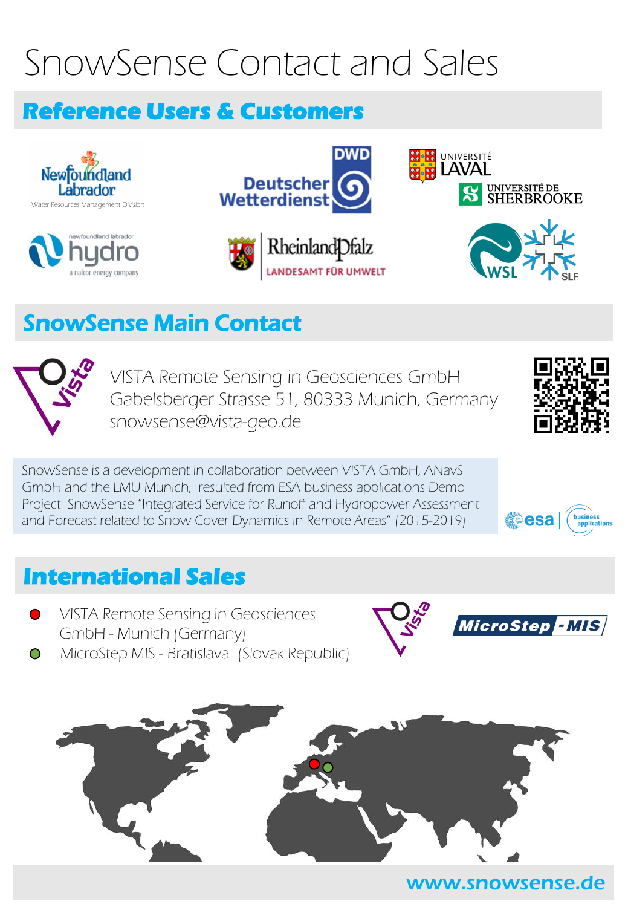# SnowSense Contact and Sales

## Reference Users & Customers

## SnowSense Main Contact

VISTA Remote Sensing in Geosciences GmbH
Gabelsberger Strasse 51, 80333 Munich, Germany
snowsense@vista-geo.de

SnowSense is a development in collaboration between VISTA GmbH, ANavS GmbH and the LMU Munich, resulted from ESA business applications Demo Project SnowSense "Integrated Service for Runoff and Hydropower Assessment and Forecast related to Snow Cover Dynamics in Remote Areas" (2015-2019)

## International Sales

- VISTA Remote Sensing in Geosciences GmbH - Munich (Germany)
- MicroStep MIS - Bratislava (Slovak Republic)

www.snowsense.de